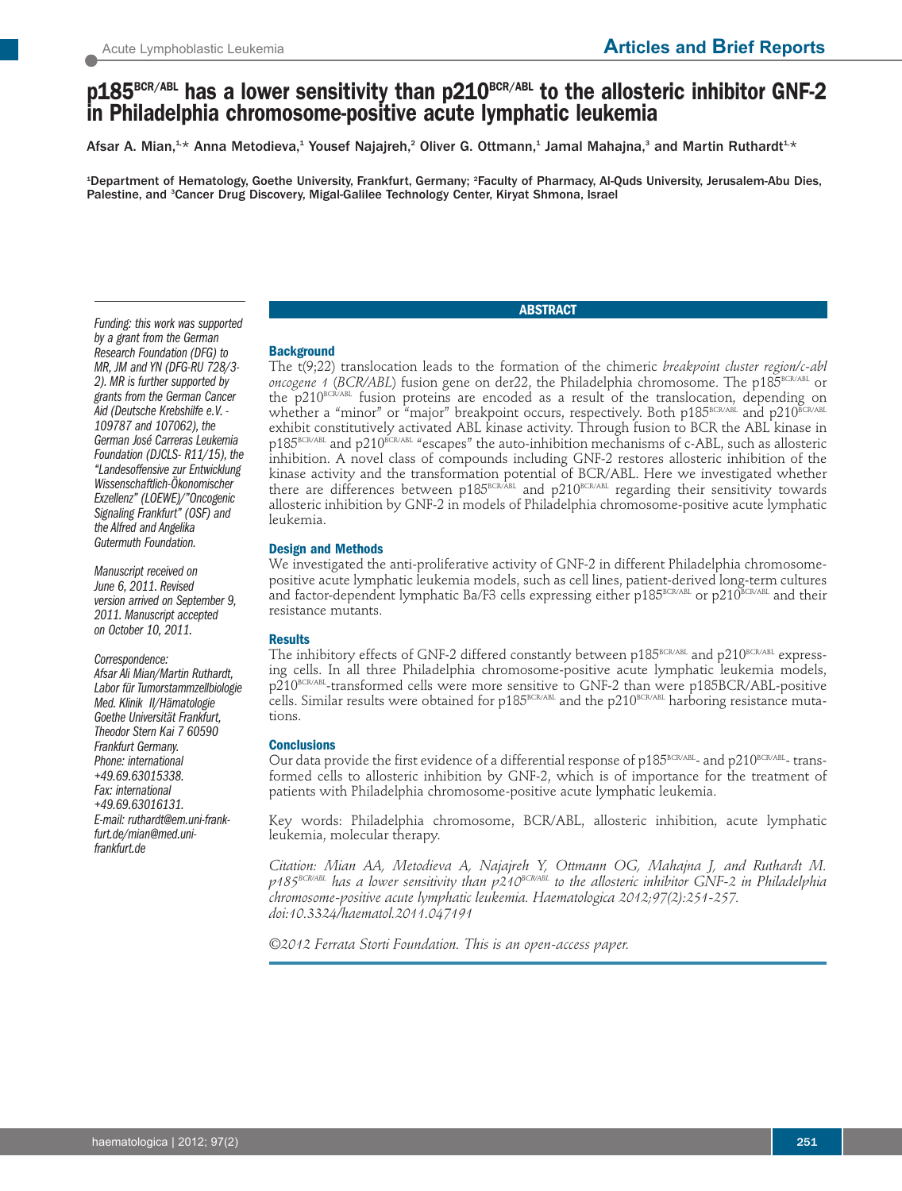# p185$^{BCR/ABL}$ has a lower sensitivity than p210$^{BCR/ABL}$ to the allosteric inhibitor GNF-2 in Philadelphia chromosome-positive acute lymphatic leukemia

Afsar A. Mian,[1,*] Anna Metodieva,[1] Yousef Najajreh,[2] Oliver G. Ottmann,[1] Jamal Mahajna,[3] and Martin Ruthardt[1,*]

[1]Department of Hematology, Goethe University, Frankfurt, Germany; [2]Faculty of Pharmacy, Al-Quds University, Jerusalem-Abu Dies, Palestine, and [3]Cancer Drug Discovery, Migal-Galilee Technology Center, Kiryat Shmona, Israel

*Funding: this work was supported by a grant from the German Research Foundation (DFG) to MR, JM and YN (DFG-RU 728/3-2). MR is further supported by grants from the German Cancer Aid (Deutsche Krebshilfe e.V. - 109787 and 107062), the German José Carreras Leukemia Foundation (DJCLS- R11/15), the "Landesoffensive zur Entwicklung Wissenschaftlich-Ökonomischer Exzellenz" (LOEWE)/"Oncogenic Signaling Frankfurt" (OSF) and the Alfred and Angelika Gutermuth Foundation.*

*Manuscript received on June 6, 2011. Revised version arrived on September 9, 2011. Manuscript accepted on October 10, 2011.*

*Correspondence: Afsar Ali Mian/Martin Ruthardt, Labor für Tumorstammzellbiologie Med. Klinik II/Hämatologie Goethe Universität Frankfurt, Theodor Stern Kai 7 60590 Frankfurt Germany. Phone: international +49.69.63015338. Fax: international +49.69.63016131. E-mail: ruthardt@em.uni-frankfurt.de/mian@med.uni-frankfurt.de*

## ABSTRACT

### Background

The t(9;22) translocation leads to the formation of the chimeric *breakpoint cluster region/c-abl oncogene 1* (*BCR/ABL*) fusion gene on der22, the Philadelphia chromosome. The p185$^{BCR/ABL}$ or the p210$^{BCR/ABL}$ fusion proteins are encoded as a result of the translocation, depending on whether a "minor" or "major" breakpoint occurs, respectively. Both p185$^{BCR/ABL}$ and p210$^{BCR/ABL}$ exhibit constitutively activated ABL kinase activity. Through fusion to BCR the ABL kinase in p185$^{BCR/ABL}$ and p210$^{BCR/ABL}$ "escapes" the auto-inhibition mechanisms of c-ABL, such as allosteric inhibition. A novel class of compounds including GNF-2 restores allosteric inhibition of the kinase activity and the transformation potential of BCR/ABL. Here we investigated whether there are differences between p185$^{BCR/ABL}$ and p210$^{BCR/ABL}$ regarding their sensitivity towards allosteric inhibition by GNF-2 in models of Philadelphia chromosome-positive acute lymphatic leukemia.

### Design and Methods

We investigated the anti-proliferative activity of GNF-2 in different Philadelphia chromosome-positive acute lymphatic leukemia models, such as cell lines, patient-derived long-term cultures and factor-dependent lymphatic Ba/F3 cells expressing either p185$^{BCR/ABL}$ or p210$^{BCR/ABL}$ and their resistance mutants.

### Results

The inhibitory effects of GNF-2 differed constantly between p185$^{BCR/ABL}$ and p210$^{BCR/ABL}$ expressing cells. In all three Philadelphia chromosome-positive acute lymphatic leukemia models, p210$^{BCR/ABL}$-transformed cells were more sensitive to GNF-2 than were p185BCR/ABL-positive cells. Similar results were obtained for p185$^{BCR/ABL}$ and the p210$^{BCR/ABL}$ harboring resistance mutations.

### Conclusions

Our data provide the first evidence of a differential response of p185$^{BCR/ABL}$- and p210$^{BCR/ABL}$- transformed cells to allosteric inhibition by GNF-2, which is of importance for the treatment of patients with Philadelphia chromosome-positive acute lymphatic leukemia.

Key words: Philadelphia chromosome, BCR/ABL, allosteric inhibition, acute lymphatic leukemia, molecular therapy.

*Citation: Mian AA, Metodieva A, Najajreh Y, Ottmann OG, Mahajna J, and Ruthardt M. p185$^{BCR/ABL}$ has a lower sensitivity than p210$^{BCR/ABL}$ to the allosteric inhibitor GNF-2 in Philadelphia chromosome-positive acute lymphatic leukemia. Haematologica 2012;97(2):251-257. doi:10.3324/haematol.2011.047191*

*©2012 Ferrata Storti Foundation. This is an open-access paper.*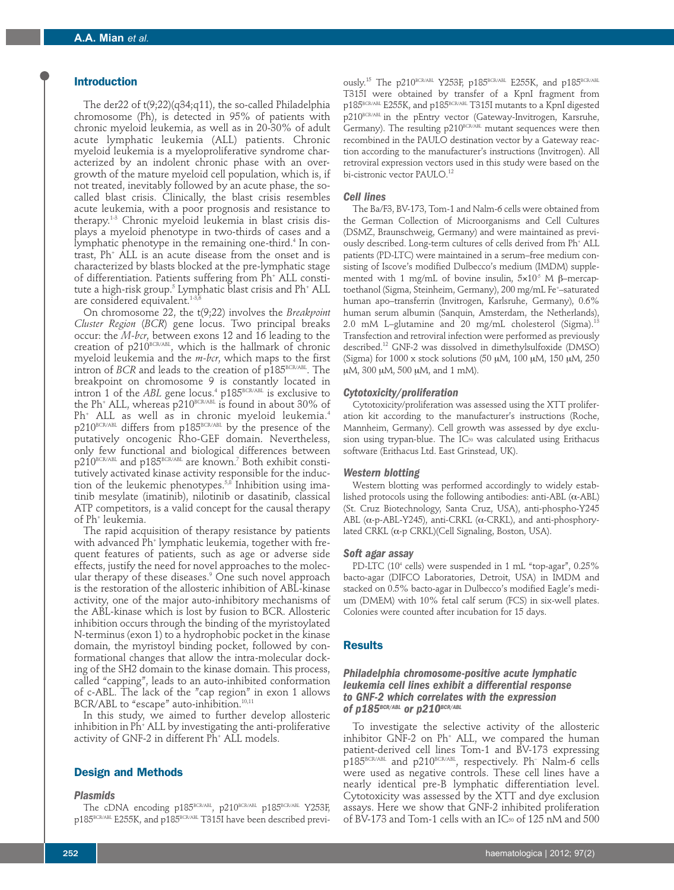## Introduction

The der22 of t(9;22)(q34;q11), the so-called Philadelphia chromosome (Ph), is detected in 95% of patients with chronic myeloid leukemia, as well as in 20-30% of adult acute lymphatic leukemia (ALL) patients. Chronic myeloid leukemia is a myeloproliferative syndrome characterized by an indolent chronic phase with an overgrowth of the mature myeloid cell population, which is, if not treated, inevitably followed by an acute phase, the so-called blast crisis. Clinically, the blast crisis resembles acute leukemia, with a poor prognosis and resistance to therapy.[1-3] Chronic myeloid leukemia in blast crisis displays a myeloid phenotype in two-thirds of cases and a lymphatic phenotype in the remaining one-third.[4] In contrast, Ph+ ALL is an acute disease from the onset and is characterized by blasts blocked at the pre-lymphatic stage of differentiation. Patients suffering from Ph+ ALL constitute a high-risk group.[5] Lymphatic blast crisis and Ph+ ALL are considered equivalent.[1-3,6]

On chromosome 22, the t(9;22) involves the *Breakpoint Cluster Region* (*BCR*) gene locus. Two principal breaks occur: the *M-bcr*, between exons 12 and 16 leading to the creation of p210BCR/ABL, which is the hallmark of chronic myeloid leukemia and the *m-bcr*, which maps to the first intron of *BCR* and leads to the creation of p185BCR/ABL. The breakpoint on chromosome 9 is constantly located in intron 1 of the *ABL* gene locus.[4] p185BCR/ABL is exclusive to the Ph+ ALL, whereas p210BCR/ABL is found in about 30% of Ph+ ALL as well as in chronic myeloid leukemia.[4] p210BCR/ABL differs from p185BCR/ABL by the presence of the putatively oncogenic Rho-GEF domain. Nevertheless, only few functional and biological differences between p210BCR/ABL and p185BCR/ABL are known.[7] Both exhibit constitutively activated kinase activity responsible for the induction of the leukemic phenotypes.[5,8] Inhibition using imatinib mesylate (imatinib), nilotinib or dasatinib, classical ATP competitors, is a valid concept for the causal therapy of Ph+ leukemia.

The rapid acquisition of therapy resistance by patients with advanced Ph+ lymphatic leukemia, together with frequent features of patients, such as age or adverse side effects, justify the need for novel approaches to the molecular therapy of these diseases.[9] One such novel approach is the restoration of the allosteric inhibition of ABL-kinase activity, one of the major auto-inhibitory mechanisms of the ABL-kinase which is lost by fusion to BCR. Allosteric inhibition occurs through the binding of the myristoylated N-terminus (exon 1) to a hydrophobic pocket in the kinase domain, the myristoyl binding pocket, followed by conformational changes that allow the intra-molecular docking of the SH2 domain to the kinase domain. This process, called "capping", leads to an auto-inhibited conformation of c-ABL. The lack of the "cap region" in exon 1 allows BCR/ABL to "escape" auto-inhibition.[10,11]

In this study, we aimed to further develop allosteric inhibition in Ph+ ALL by investigating the anti-proliferative activity of GNF-2 in different Ph+ ALL models.

## Design and Methods

### Plasmids

The cDNA encoding p185BCR/ABL, p210BCR/ABL p185BCR/ABL Y253F, p185BCR/ABL E255K, and p185BCR/ABL T315I have been described previously.[15] The p210BCR/ABL Y253F, p185BCR/ABL E255K, and p185BCR/ABL T315I were obtained by transfer of a KpnI fragment from p185BCR/ABL E255K, and p185BCR/ABL T315I mutants to a KpnI digested p210BCR/ABL in the pEntry vector (Gateway-Invitrogen, Karsruhe, Germany). The resulting p210BCR/ABL mutant sequences were then recombined in the PAULO destination vector by a Gateway reaction according to the manufacturer's instructions (Invitrogen). All retroviral expression vectors used in this study were based on the bi-cistronic vector PAULO.[12]

### Cell lines

The Ba/F3, BV-173, Tom-1 and Nalm-6 cells were obtained from the German Collection of Microorganisms and Cell Cultures (DSMZ, Braunschweig, Germany) and were maintained as previously described. Long-term cultures of cells derived from Ph+ ALL patients (PD-LTC) were maintained in a serum–free medium consisting of Iscove's modified Dulbecco's medium (IMDM) supplemented with 1 mg/mL of bovine insulin, $5\times10^{-5}$ M β–mercaptoethanol (Sigma, Steinheim, Germany), 200 mg/mL Fe+–saturated human apo–transferrin (Invitrogen, Karlsruhe, Germany), 0.6% human serum albumin (Sanquin, Amsterdam, the Netherlands), 2.0 mM L–glutamine and 20 mg/mL cholesterol (Sigma).[13] Transfection and retroviral infection were performed as previously described.[12] GNF-2 was dissolved in dimethylsulfoxide (DMSO) (Sigma) for 1000 x stock solutions (50 μM, 100 μM, 150 μM, 250 μM, 300 μM, 500 μM, and 1 mM).

### Cytotoxicity/proliferation

Cytotoxicity/proliferation was assessed using the XTT proliferation kit according to the manufacturer's instructions (Roche, Mannheim, Germany). Cell growth was assessed by dye exclusion using trypan-blue. The $IC_{50}$ was calculated using Erithacus software (Erithacus Ltd. East Grinstead, UK).

### Western blotting

Western blotting was performed accordingly to widely established protocols using the following antibodies: anti-ABL (α-ABL) (St. Cruz Biotechnology, Santa Cruz, USA), anti-phospho-Y245 ABL (α-p-ABL-Y245), anti-CRKL (α-CRKL), and anti-phosphorylated CRKL (α-p CRKL)(Cell Signaling, Boston, USA).

### Soft agar assay

PD-LTC ($10^4$ cells) were suspended in 1 mL "top-agar", 0.25% bacto-agar (DIFCO Laboratories, Detroit, USA) in IMDM and stacked on 0.5% bacto-agar in Dulbecco's modified Eagle's medium (DMEM) with 10% fetal calf serum (FCS) in six-well plates. Colonies were counted after incubation for 15 days.

## Results

### Philadelphia chromosome-positive acute lymphatic leukemia cell lines exhibit a differential response to GNF-2 which correlates with the expression of p185BCR/ABL or p210BCR/ABL

To investigate the selective activity of the allosteric inhibitor GNF-2 on Ph+ ALL, we compared the human patient-derived cell lines Tom-1 and BV-173 expressing p185BCR/ABL and p210BCR/ABL, respectively. Ph- Nalm-6 cells were used as negative controls. These cell lines have a nearly identical pre-B lymphatic differentiation level. Cytotoxicity was assessed by the XTT and dye exclusion assays. Here we show that GNF-2 inhibited proliferation of BV-173 and Tom-1 cells with an $IC_{50}$ of 125 nM and 500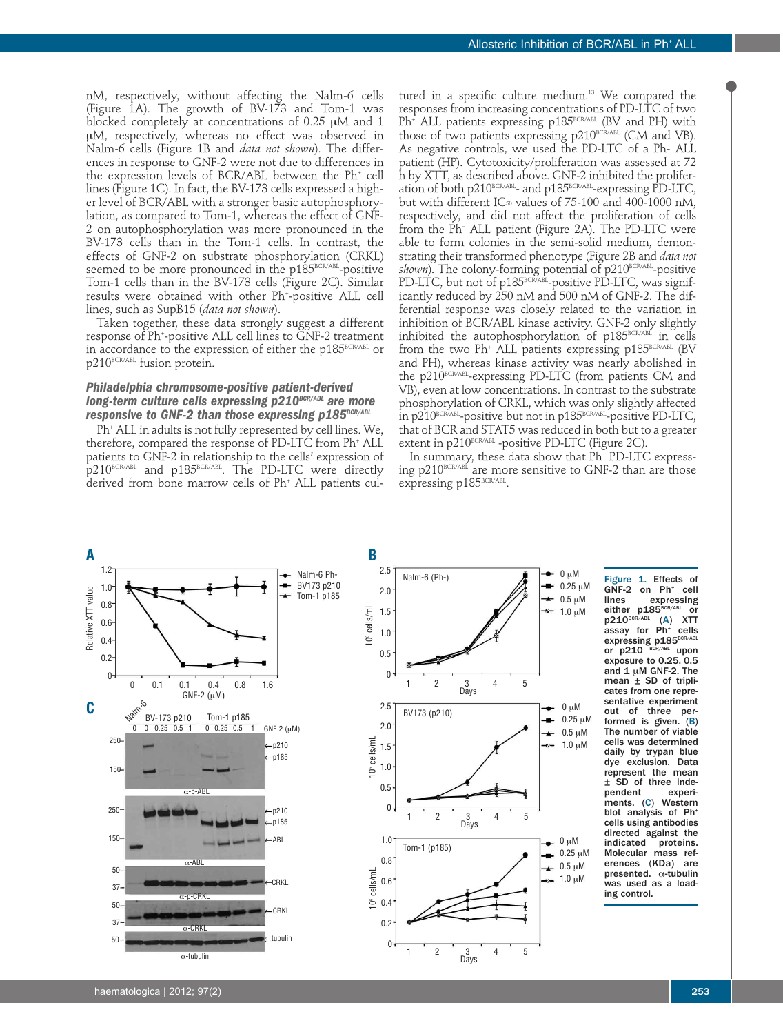nM, respectively, without affecting the Nalm-6 cells (Figure 1A). The growth of BV-173 and Tom-1 was blocked completely at concentrations of 0.25 μM and 1 μM, respectively, whereas no effect was observed in Nalm-6 cells (Figure 1B and *data not shown*). The differences in response to GNF-2 were not due to differences in the expression levels of BCR/ABL between the Ph+ cell lines (Figure 1C). In fact, the BV-173 cells expressed a higher level of BCR/ABL with a stronger basic autophosphorylation, as compared to Tom-1, whereas the effect of GNF-2 on autophosphorylation was more pronounced in the BV-173 cells than in the Tom-1 cells. In contrast, the effects of GNF-2 on substrate phosphorylation (CRKL) seemed to be more pronounced in the p185BCR/ABL-positive Tom-1 cells than in the BV-173 cells (Figure 2C). Similar results were obtained with other Ph+-positive ALL cell lines, such as SupB15 (*data not shown*).

Taken together, these data strongly suggest a different response of Ph+-positive ALL cell lines to GNF-2 treatment in accordance to the expression of either the p185BCR/ABL or p210BCR/ABL fusion protein.

### *Philadelphia chromosome-positive patient-derived long-term culture cells expressing p210BCR/ABL are more responsive to GNF-2 than those expressing p185BCR/ABL*

Ph+ ALL in adults is not fully represented by cell lines. We, therefore, compared the response of PD-LTC from Ph+ ALL patients to GNF-2 in relationship to the cells' expression of p210BCR/ABL and p185BCR/ABL. The PD-LTC were directly derived from bone marrow cells of Ph+ ALL patients cultured in a specific culture medium.[13] We compared the responses from increasing concentrations of PD-LTC of two Ph+ ALL patients expressing p185BCR/ABL (BV and PH) with those of two patients expressing p210BCR/ABL (CM and VB). As negative controls, we used the PD-LTC of a Ph- ALL patient (HP). Cytotoxicity/proliferation was assessed at 72 h by XTT, as described above. GNF-2 inhibited the proliferation of both p210BCR/ABL- and p185BCR/ABL-expressing PD-LTC, but with different $IC_{50}$ values of 75-100 and 400-1000 nM, respectively, and did not affect the proliferation of cells from the Ph- ALL patient (Figure 2A). The PD-LTC were able to form colonies in the semi-solid medium, demonstrating their transformed phenotype (Figure 2B and *data not shown*). The colony-forming potential of p210BCR/ABL-positive PD-LTC, but not of p185BCR/ABL-positive PD-LTC, was significantly reduced by 250 nM and 500 nM of GNF-2. The differential response was closely related to the variation in inhibition of BCR/ABL kinase activity. GNF-2 only slightly inhibited the autophosphorylation of p185BCR/ABL in cells from the Ph+ ALL patients expressing p185BCR/ABL (BV and PH), whereas kinase activity was nearly abolished in the p210BCR/ABL-expressing PD-LTC (from patients CM and VB), even at low concentrations. In contrast to the substrate phosphorylation of CRKL, which was only slightly affected in p210BCR/ABL-positive but not in p185BCR/ABL-positive PD-LTC, that of BCR and STAT5 was reduced in both but to a greater extent in p210BCR/ABL -positive PD-LTC (Figure 2C).

In summary, these data show that Ph+ PD-LTC expressing p210BCR/ABL are more sensitive to GNF-2 than are those expressing p185BCR/ABL.

**Figure 1. Effects of GNF-2 on Ph+ cell lines expressing either p185BCR/ABL or p210BCR/ABL (A) XTT assay for Ph+ cells expressing p185BCR/ABL or p210 BCR/ABL upon exposure to 0.25, 0.5 and 1 μM GNF-2. The mean ± SD of triplicates from one representative experiment out of three performed is given. (B) The number of viable cells was determined daily by trypan blue dye exclusion. Data represent the mean ± SD of three independent experiments. (C) Western blot analysis of Ph+ cells using antibodies directed against the indicated proteins. Molecular mass references (KDa) are presented. α-tubulin was used as a loading control.**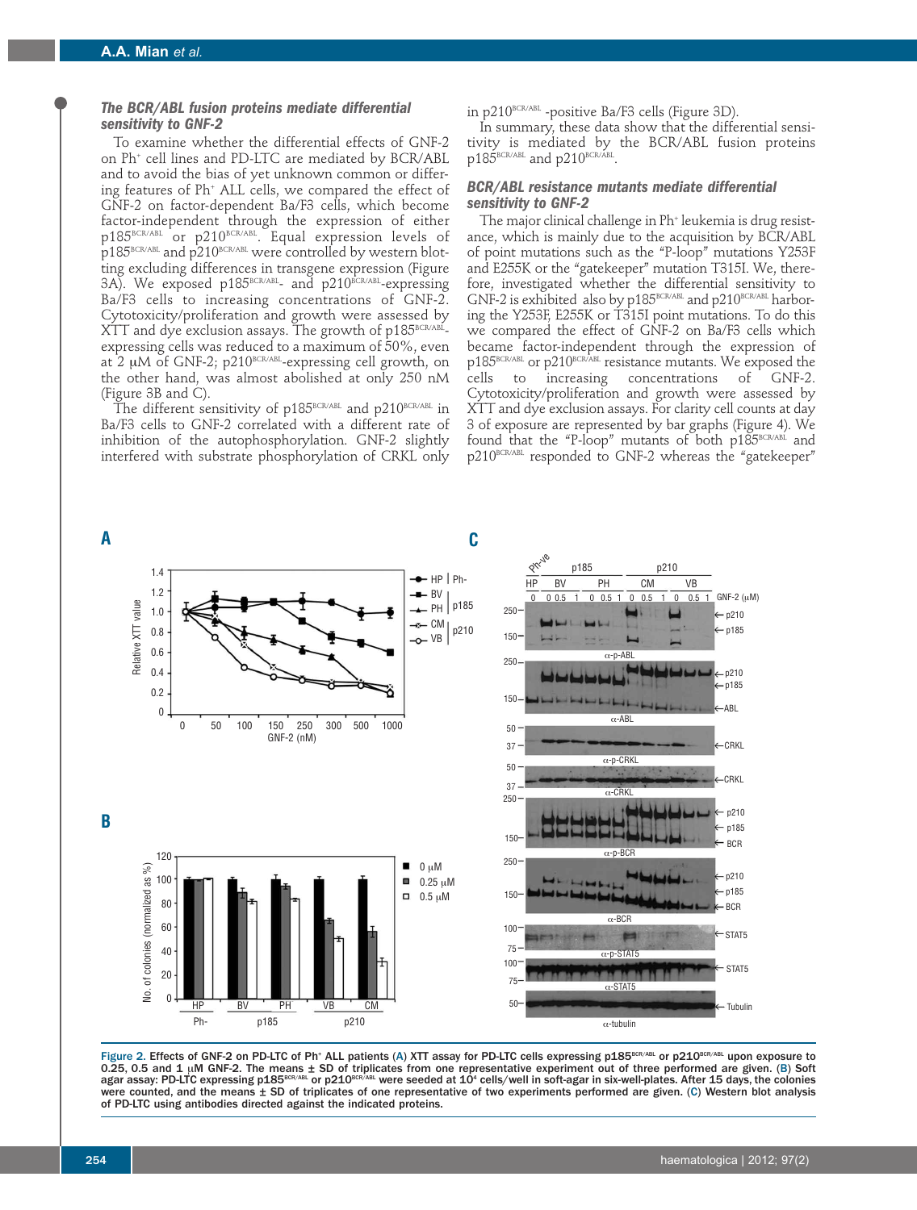### The BCR/ABL fusion proteins mediate differential sensitivity to GNF-2

To examine whether the differential effects of GNF-2 on Ph+ cell lines and PD-LTC are mediated by BCR/ABL and to avoid the bias of yet unknown common or differing features of Ph+ ALL cells, we compared the effect of GNF-2 on factor-dependent Ba/F3 cells, which become factor-independent through the expression of either p185^BCR/ABL or p210^BCR/ABL. Equal expression levels of p185^BCR/ABL and p210^BCR/ABL were controlled by western blotting excluding differences in transgene expression (Figure 3A). We exposed p185^BCR/ABL- and p210^BCR/ABL-expressing Ba/F3 cells to increasing concentrations of GNF-2. Cytotoxicity/proliferation and growth were assessed by XTT and dye exclusion assays. The growth of p185^BCR/ABL-expressing cells was reduced to a maximum of 50%, even at 2 μM of GNF-2; p210^BCR/ABL-expressing cell growth, on the other hand, was almost abolished at only 250 nM (Figure 3B and C).

The different sensitivity of p185^BCR/ABL and p210^BCR/ABL in Ba/F3 cells to GNF-2 correlated with a different rate of inhibition of the autophosphorylation. GNF-2 slightly interfered with substrate phosphorylation of CRKL only in p210^BCR/ABL -positive Ba/F3 cells (Figure 3D).

In summary, these data show that the differential sensitivity is mediated by the BCR/ABL fusion proteins p185^BCR/ABL and p210^BCR/ABL.

### BCR/ABL resistance mutants mediate differential sensitivity to GNF-2

The major clinical challenge in Ph+ leukemia is drug resistance, which is mainly due to the acquisition by BCR/ABL of point mutations such as the "P-loop" mutations Y253F and E255K or the "gatekeeper" mutation T315I. We, therefore, investigated whether the differential sensitivity to GNF-2 is exhibited also by p185^BCR/ABL and p210^BCR/ABL harboring the Y253F, E255K or T315I point mutations. To do this we compared the effect of GNF-2 on Ba/F3 cells which became factor-independent through the expression of p185^BCR/ABL or p210^BCR/ABL resistance mutants. We exposed the cells to increasing concentrations of GNF-2. Cytotoxicity/proliferation and growth were assessed by XTT and dye exclusion assays. For clarity cell counts at day 3 of exposure are represented by bar graphs (Figure 4). We found that the "P-loop" mutants of both p185^BCR/ABL and p210^BCR/ABL responded to GNF-2 whereas the "gatekeeper"

**Figure 2.** Effects of GNF-2 on PD-LTC of Ph+ ALL patients (A) XTT assay for PD-LTC cells expressing p185^BCR/ABL or p210^BCR/ABL upon exposure to 0.25, 0.5 and 1 μM GNF-2. The means ± SD of triplicates from one representative experiment out of three performed are given. (B) Soft agar assay: PD-LTC expressing p185^BCR/ABL or p210^BCR/ABL were seeded at $10^4$ cells/well in soft-agar in six-well-plates. After 15 days, the colonies were counted, and the means ± SD of triplicates of one representative of two experiments performed are given. (C) Western blot analysis of PD-LTC using antibodies directed against the indicated proteins.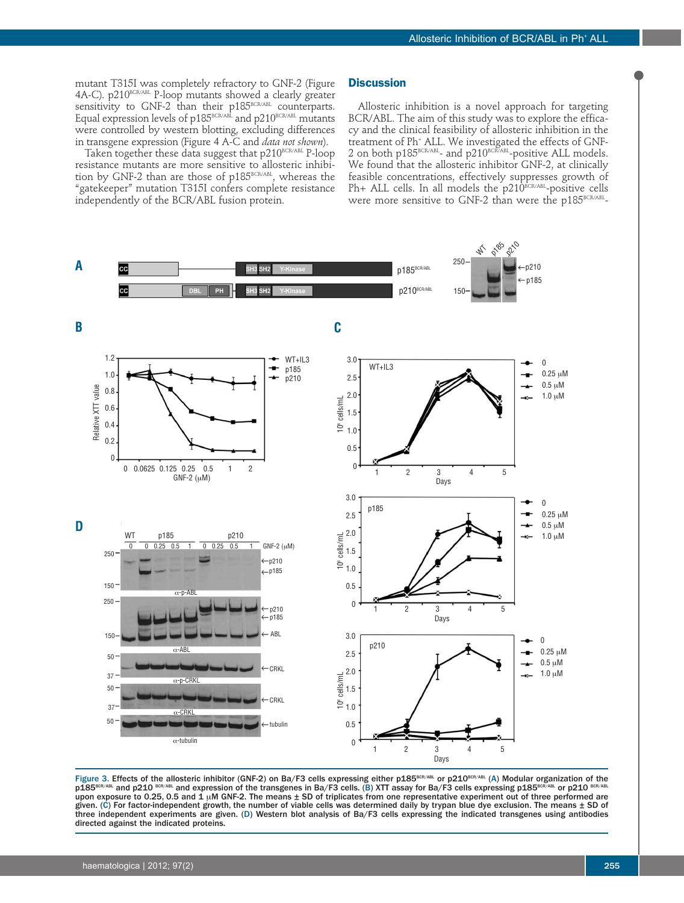mutant T315I was completely refractory to GNF-2 (Figure 4A-C). p210$^{BCR/ABL}$ P-loop mutants showed a clearly greater sensitivity to GNF-2 than their p185$^{BCR/ABL}$ counterparts. Equal expression levels of p185$^{BCR/ABL}$ and p210$^{BCR/ABL}$ mutants were controlled by western blotting, excluding differences in transgene expression (Figure 4 A-C and *data not shown*).

Taken together these data suggest that p210$^{BCR/ABL}$ P-loop resistance mutants are more sensitive to allosteric inhibition by GNF-2 than are those of p185$^{BCR/ABL}$, whereas the "gatekeeper" mutation T315I confers complete resistance independently of the BCR/ABL fusion protein.

## Discussion

Allosteric inhibition is a novel approach for targeting BCR/ABL. The aim of this study was to explore the efficacy and the clinical feasibility of allosteric inhibition in the treatment of Ph$^{+}$ ALL. We investigated the effects of GNF-2 on both p185$^{BCR/ABL}$- and p210$^{BCR/ABL}$-positive ALL models. We found that the allosteric inhibitor GNF-2, at clinically feasible concentrations, effectively suppresses growth of Ph+ ALL cells. In all models the p210$^{BCR/ABL}$-positive cells were more sensitive to GNF-2 than were the p185$^{BCR/ABL}$-

**Figure 3.** Effects of the allosteric inhibitor (GNF-2) on Ba/F3 cells expressing either p185$^{BCR/ABL}$ or p210$^{BCR/ABL}$ (A) Modular organization of the p185$^{BCR/ABL}$ and p210 $^{BCR/ABL}$ and expression of the transgenes in Ba/F3 cells. (B) XTT assay for Ba/F3 cells expressing p185$^{BCR/ABL}$ or p210 $^{BCR/ABL}$ upon exposure to 0.25, 0.5 and 1 μM GNF-2. The means ± SD of triplicates from one representative experiment out of three performed are given. (C) For factor-independent growth, the number of viable cells was determined daily by trypan blue dye exclusion. The means ± SD of three independent experiments are given. (D) Western blot analysis of Ba/F3 cells expressing the indicated transgenes using antibodies directed against the indicated proteins.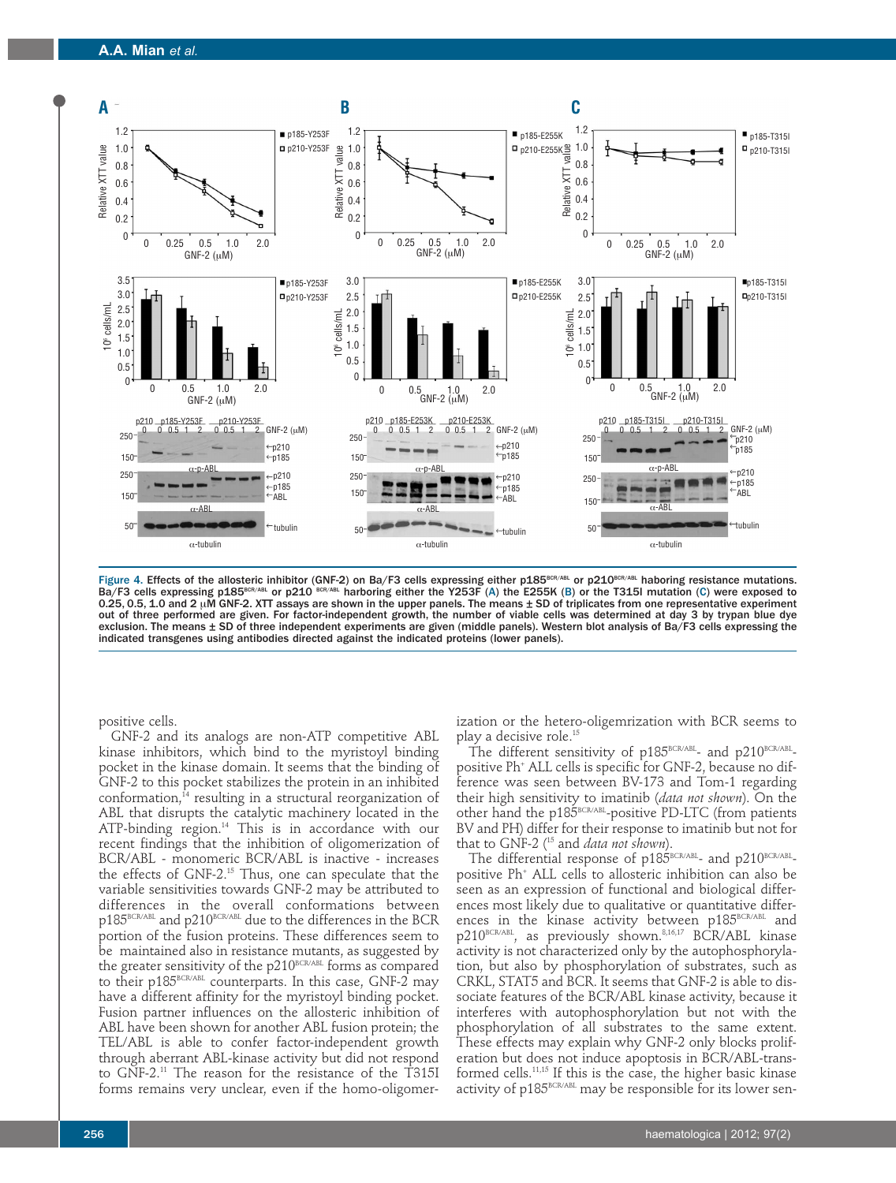**Figure 4.** Effects of the allosteric inhibitor (GNF-2) on Ba/F3 cells expressing either p185[BCR/ABL] or p210[BCR/ABL] haboring resistance mutations. Ba/F3 cells expressing p185[BCR/ABL] or p210 [BCR/ABL] harboring either the Y253F (A) the E255K (B) or the T315I mutation (C) were exposed to 0.25, 0.5, 1.0 and 2 μM GNF-2. XTT assays are shown in the upper panels. The means ± SD of triplicates from one representative experiment out of three performed are given. For factor-independent growth, the number of viable cells was determined at day 3 by trypan blue dye exclusion. The means ± SD of three independent experiments are given (middle panels). Western blot analysis of Ba/F3 cells expressing the indicated transgenes using antibodies directed against the indicated proteins (lower panels).

positive cells.

GNF-2 and its analogs are non-ATP competitive ABL kinase inhibitors, which bind to the myristoyl binding pocket in the kinase domain. It seems that the binding of GNF-2 to this pocket stabilizes the protein in an inhibited conformation,[14] resulting in a structural reorganization of ABL that disrupts the catalytic machinery located in the ATP-binding region.[14] This is in accordance with our recent findings that the inhibition of oligomerization of BCR/ABL - monomeric BCR/ABL is inactive - increases the effects of GNF-2.[15] Thus, one can speculate that the variable sensitivities towards GNF-2 may be attributed to differences in the overall conformations between p185[BCR/ABL] and p210[BCR/ABL] due to the differences in the BCR portion of the fusion proteins. These differences seem to be maintained also in resistance mutants, as suggested by the greater sensitivity of the p210[BCR/ABL] forms as compared to their p185[BCR/ABL] counterparts. In this case, GNF-2 may have a different affinity for the myristoyl binding pocket. Fusion partner influences on the allosteric inhibition of ABL have been shown for another ABL fusion protein; the TEL/ABL is able to confer factor-independent growth through aberrant ABL-kinase activity but did not respond to GNF-2.[11] The reason for the resistance of the T315I forms remains very unclear, even if the homo-oligomerization or the hetero-oligemrization with BCR seems to play a decisive role.[15]

The different sensitivity of p185[BCR/ABL]- and p210[BCR/ABL]-positive Ph[+] ALL cells is specific for GNF-2, because no difference was seen between BV-173 and Tom-1 regarding their high sensitivity to imatinib (*data not shown*). On the other hand the p185[BCR/ABL]-positive PD-LTC (from patients BV and PH) differ for their response to imatinib but not for that to GNF-2 ([15] and *data not shown*).

The differential response of p185[BCR/ABL]- and p210[BCR/ABL]-positive Ph[+] ALL cells to allosteric inhibition can also be seen as an expression of functional and biological differences most likely due to qualitative or quantitative differences in the kinase activity between p185[BCR/ABL] and p210[BCR/ABL], as previously shown.[8,16,17] BCR/ABL kinase activity is not characterized only by the autophosphorylation, but also by phosphorylation of substrates, such as CRKL, STAT5 and BCR. It seems that GNF-2 is able to dissociate features of the BCR/ABL kinase activity, because it interferes with autophosphorylation but not with the phosphorylation of all substrates to the same extent. These effects may explain why GNF-2 only blocks proliferation but does not induce apoptosis in BCR/ABL-transformed cells.[11,15] If this is the case, the higher basic kinase activity of p185[BCR/ABL] may be responsible for its lower sen-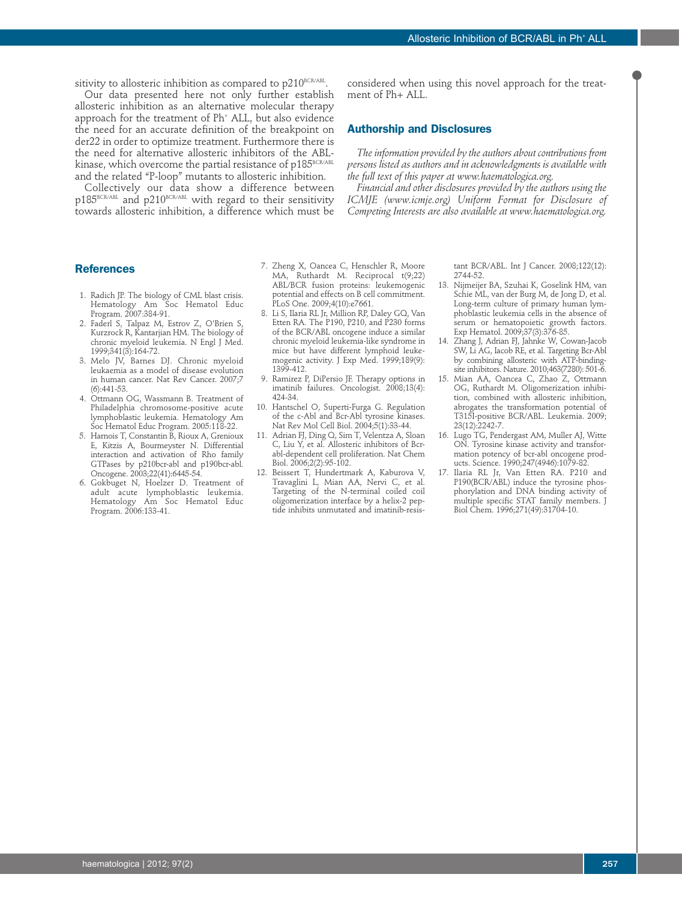sitivity to allosteric inhibition as compared to p210$^{BCR/ABL}$.

Our data presented here not only further establish allosteric inhibition as an alternative molecular therapy approach for the treatment of Ph$^+$ ALL, but also evidence the need for an accurate definition of the breakpoint on der22 in order to optimize treatment. Furthermore there is the need for alternative allosteric inhibitors of the ABL-kinase, which overcome the partial resistance of p185$^{BCR/ABL}$ and the related "P-loop" mutants to allosteric inhibition.

Collectively our data show a difference between p185$^{BCR/ABL}$ and p210$^{BCR/ABL}$ with regard to their sensitivity towards allosteric inhibition, a difference which must be considered when using this novel approach for the treatment of Ph+ ALL.

## Authorship and Disclosures

*The information provided by the authors about contributions from persons listed as authors and in acknowledgments is available with the full text of this paper at www.haematologica.org.*

*Financial and other disclosures provided by the authors using the ICMJE (www.icmje.org) Uniform Format for Disclosure of Competing Interests are also available at www.haematologica.org.*

## References

1. Radich JP. The biology of CML blast crisis. Hematology Am Soc Hematol Educ Program. 2007:384-91.
2. Faderl S, Talpaz M, Estrov Z, O'Brien S, Kurzrock R, Kantarjian HM. The biology of chronic myeloid leukemia. N Engl J Med. 1999;341(3):164-72.
3. Melo JV, Barnes DJ. Chronic myeloid leukaemia as a model of disease evolution in human cancer. Nat Rev Cancer. 2007;7(6):441-53.
4. Ottmann OG, Wassmann B. Treatment of Philadelphia chromosome-positive acute lymphoblastic leukemia. Hematology Am Soc Hematol Educ Program. 2005:118-22.
5. Harnois T, Constantin B, Rioux A, Grenioux E, Kitzis A, Bourmeyster N. Differential interaction and activation of Rho family GTPases by p210bcr-abl and p190bcr-abl. Oncogene. 2003;22(41):6445-54.
6. Gokbuget N, Hoelzer D. Treatment of adult acute lymphoblastic leukemia. Hematology Am Soc Hematol Educ Program. 2006:133-41.
7. Zheng X, Oancea C, Henschler R, Moore MA, Ruthardt M. Reciprocal t(9;22) ABL/BCR fusion proteins: leukemogenic potential and effects on B cell commitment. PLoS One. 2009;4(10):e7661.
8. Li S, Ilaria RL Jr, Million RP, Daley GQ, Van Etten RA. The P190, P210, and P230 forms of the BCR/ABL oncogene induce a similar chronic myeloid leukemia-like syndrome in mice but have different lymphoid leukemogenic activity. J Exp Med. 1999;189(9):1399-412.
9. Ramirez P, DiPersio JF. Therapy options in imatinib failures. Oncologist. 2008;13(4):424-34.
10. Hantschel O, Superti-Furga G. Regulation of the c-Abl and Bcr-Abl tyrosine kinases. Nat Rev Mol Cell Biol. 2004;5(1):33-44.
11. Adrian FJ, Ding Q, Sim T, Velentza A, Sloan C, Liu Y, et al. Allosteric inhibitors of Bcr-abl-dependent cell proliferation. Nat Chem Biol. 2006;2(2):95-102.
12. Beissert T, Hundertmark A, Kaburova V, Travaglini L, Mian AA, Nervi C, et al. Targeting of the N-terminal coiled coil oligomerization interface by a helix-2 peptide inhibits unmutated and imatinib-resistant BCR/ABL. Int J Cancer. 2008;122(12):2744-52.
13. Nijmeijer BA, Szuhai K, Goselink HM, van Schie ML, van der Burg M, de Jong D, et al. Long-term culture of primary human lymphoblastic leukemia cells in the absence of serum or hematopoietic growth factors. Exp Hematol. 2009;37(3):376-85.
14. Zhang J, Adrian FJ, Jahnke W, Cowan-Jacob SW, Li AG, Iacob RE, et al. Targeting Bcr-Abl by combining allosteric with ATP-binding-site inhibitors. Nature. 2010;463(7280): 501-6.
15. Mian AA, Oancea C, Zhao Z, Ottmann OG, Ruthardt M. Oligomerization inhibition, combined with allosteric inhibition, abrogates the transformation potential of T315I-positive BCR/ABL. Leukemia. 2009;23(12):2242-7.
16. Lugo TG, Pendergast AM, Muller AJ, Witte ON. Tyrosine kinase activity and transformation potency of bcr-abl oncogene products. Science. 1990;247(4946):1079-82.
17. Ilaria RL Jr, Van Etten RA. P210 and P190(BCR/ABL) induce the tyrosine phosphorylation and DNA binding activity of multiple specific STAT family members. J Biol Chem. 1996;271(49):31704-10.